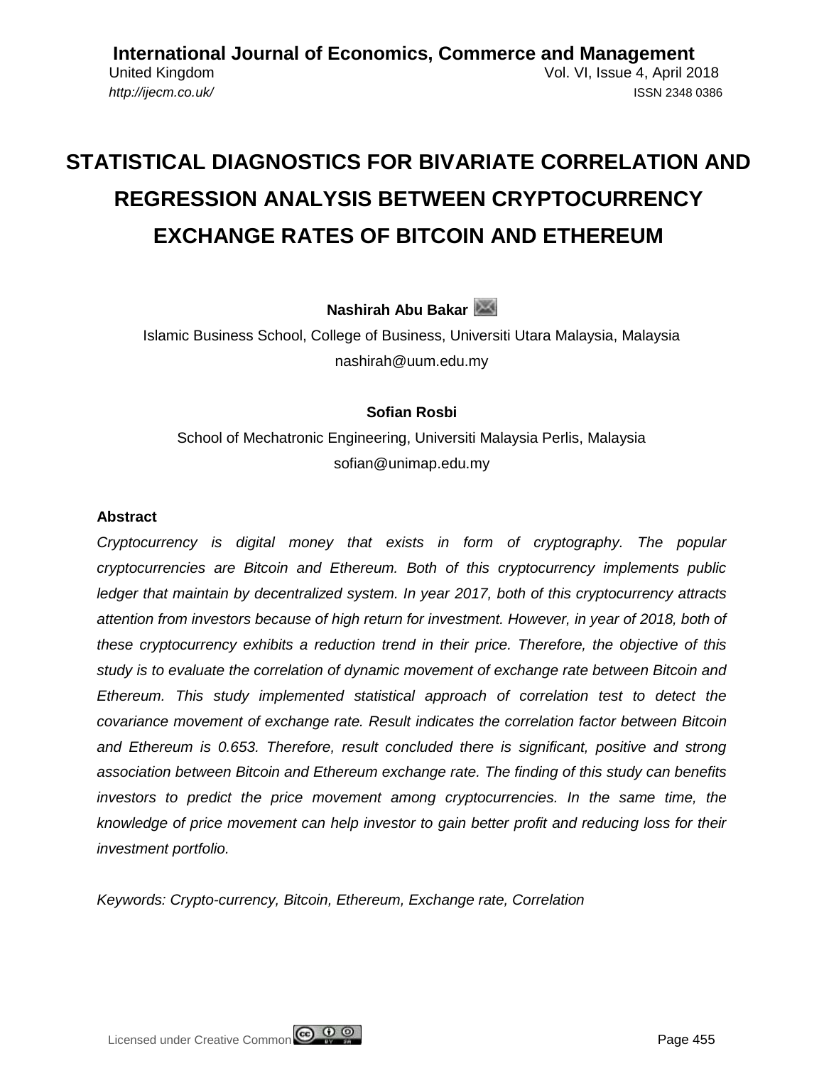# STATISTICAL DIAGNOSTICS FOR BIVARIATE CORRELATION AND REGRESSION ANALYSIS BETWEEN CRYPTOCURRENCY EXCHANGE RATES OF BITCOIN AND ETHEREUM

**Nashirah Abu Bakar**

Islamic Business School, College of Business, Universiti Utara Malaysia, Malaysia
nashirah@uum.edu.my

**Sofian Rosbi**

School of Mechatronic Engineering, Universiti Malaysia Perlis, Malaysia
sofian@unimap.edu.my

### Abstract

*Cryptocurrency is digital money that exists in form of cryptography. The popular cryptocurrencies are Bitcoin and Ethereum. Both of this cryptocurrency implements public ledger that maintain by decentralized system. In year 2017, both of this cryptocurrency attracts attention from investors because of high return for investment. However, in year of 2018, both of these cryptocurrency exhibits a reduction trend in their price. Therefore, the objective of this study is to evaluate the correlation of dynamic movement of exchange rate between Bitcoin and Ethereum. This study implemented statistical approach of correlation test to detect the covariance movement of exchange rate. Result indicates the correlation factor between Bitcoin and Ethereum is 0.653. Therefore, result concluded there is significant, positive and strong association between Bitcoin and Ethereum exchange rate. The finding of this study can benefits investors to predict the price movement among cryptocurrencies. In the same time, the knowledge of price movement can help investor to gain better profit and reducing loss for their investment portfolio.*

*Keywords: Crypto-currency, Bitcoin, Ethereum, Exchange rate, Correlation*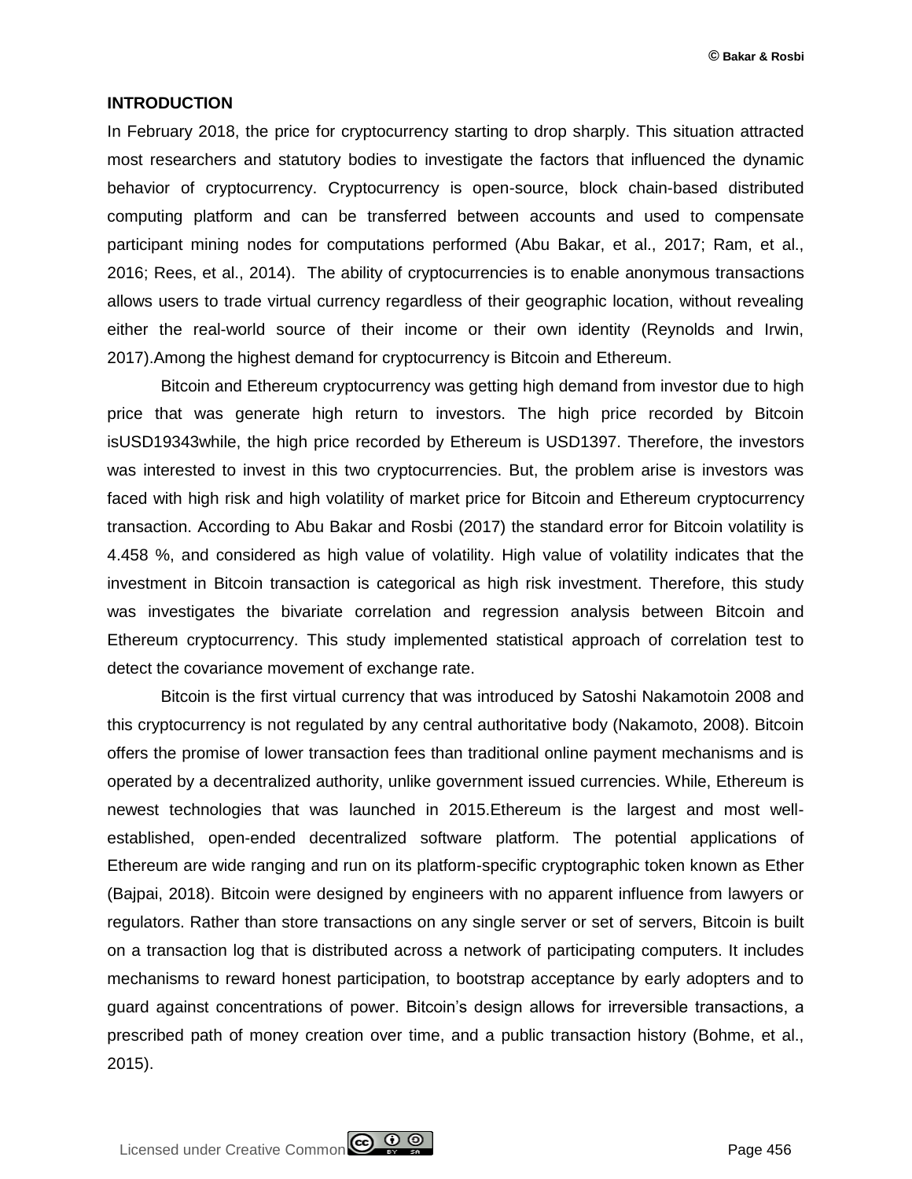## INTRODUCTION

In February 2018, the price for cryptocurrency starting to drop sharply. This situation attracted most researchers and statutory bodies to investigate the factors that influenced the dynamic behavior of cryptocurrency. Cryptocurrency is open-source, block chain-based distributed computing platform and can be transferred between accounts and used to compensate participant mining nodes for computations performed (Abu Bakar, et al., 2017; Ram, et al., 2016; Rees, et al., 2014). The ability of cryptocurrencies is to enable anonymous transactions allows users to trade virtual currency regardless of their geographic location, without revealing either the real-world source of their income or their own identity (Reynolds and Irwin, 2017).Among the highest demand for cryptocurrency is Bitcoin and Ethereum.

Bitcoin and Ethereum cryptocurrency was getting high demand from investor due to high price that was generate high return to investors. The high price recorded by Bitcoin isUSD19343while, the high price recorded by Ethereum is USD1397. Therefore, the investors was interested to invest in this two cryptocurrencies. But, the problem arise is investors was faced with high risk and high volatility of market price for Bitcoin and Ethereum cryptocurrency transaction. According to Abu Bakar and Rosbi (2017) the standard error for Bitcoin volatility is 4.458 %, and considered as high value of volatility. High value of volatility indicates that the investment in Bitcoin transaction is categorical as high risk investment. Therefore, this study was investigates the bivariate correlation and regression analysis between Bitcoin and Ethereum cryptocurrency. This study implemented statistical approach of correlation test to detect the covariance movement of exchange rate.

Bitcoin is the first virtual currency that was introduced by Satoshi Nakamotoin 2008 and this cryptocurrency is not regulated by any central authoritative body (Nakamoto, 2008). Bitcoin offers the promise of lower transaction fees than traditional online payment mechanisms and is operated by a decentralized authority, unlike government issued currencies. While, Ethereum is newest technologies that was launched in 2015.Ethereum is the largest and most well-established, open-ended decentralized software platform. The potential applications of Ethereum are wide ranging and run on its platform-specific cryptographic token known as Ether (Bajpai, 2018). Bitcoin were designed by engineers with no apparent influence from lawyers or regulators. Rather than store transactions on any single server or set of servers, Bitcoin is built on a transaction log that is distributed across a network of participating computers. It includes mechanisms to reward honest participation, to bootstrap acceptance by early adopters and to guard against concentrations of power. Bitcoin's design allows for irreversible transactions, a prescribed path of money creation over time, and a public transaction history (Bohme, et al., 2015).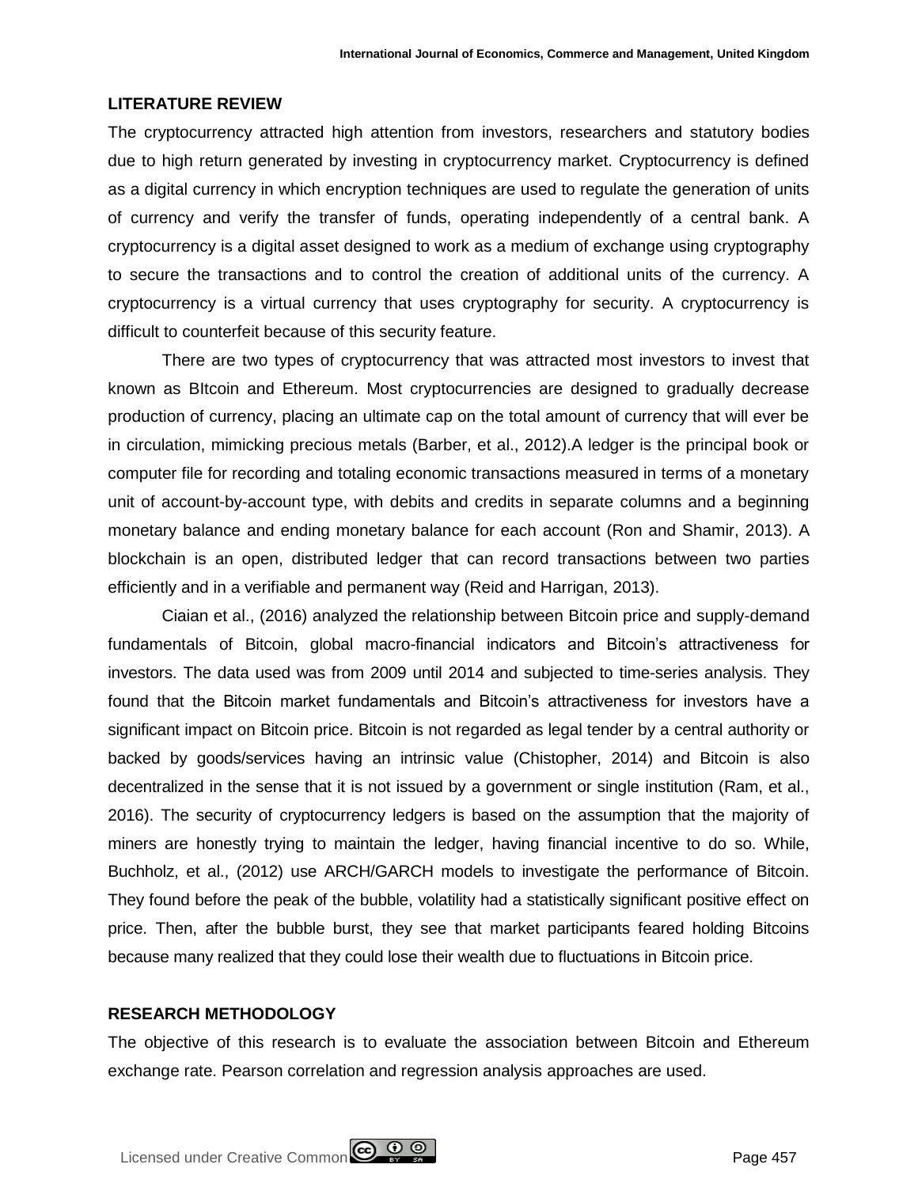## LITERATURE REVIEW

The cryptocurrency attracted high attention from investors, researchers and statutory bodies due to high return generated by investing in cryptocurrency market. Cryptocurrency is defined as a digital currency in which encryption techniques are used to regulate the generation of units of currency and verify the transfer of funds, operating independently of a central bank. A cryptocurrency is a digital asset designed to work as a medium of exchange using cryptography to secure the transactions and to control the creation of additional units of the currency. A cryptocurrency is a virtual currency that uses cryptography for security. A cryptocurrency is difficult to counterfeit because of this security feature.

There are two types of cryptocurrency that was attracted most investors to invest that known as BItcoin and Ethereum. Most cryptocurrencies are designed to gradually decrease production of currency, placing an ultimate cap on the total amount of currency that will ever be in circulation, mimicking precious metals (Barber, et al., 2012).A ledger is the principal book or computer file for recording and totaling economic transactions measured in terms of a monetary unit of account-by-account type, with debits and credits in separate columns and a beginning monetary balance and ending monetary balance for each account (Ron and Shamir, 2013). A blockchain is an open, distributed ledger that can record transactions between two parties efficiently and in a verifiable and permanent way (Reid and Harrigan, 2013).

Ciaian et al., (2016) analyzed the relationship between Bitcoin price and supply-demand fundamentals of Bitcoin, global macro-financial indicators and Bitcoin's attractiveness for investors. The data used was from 2009 until 2014 and subjected to time-series analysis. They found that the Bitcoin market fundamentals and Bitcoin's attractiveness for investors have a significant impact on Bitcoin price. Bitcoin is not regarded as legal tender by a central authority or backed by goods/services having an intrinsic value (Chistopher, 2014) and Bitcoin is also decentralized in the sense that it is not issued by a government or single institution (Ram, et al., 2016). The security of cryptocurrency ledgers is based on the assumption that the majority of miners are honestly trying to maintain the ledger, having financial incentive to do so. While, Buchholz, et al., (2012) use ARCH/GARCH models to investigate the performance of Bitcoin. They found before the peak of the bubble, volatility had a statistically significant positive effect on price. Then, after the bubble burst, they see that market participants feared holding Bitcoins because many realized that they could lose their wealth due to fluctuations in Bitcoin price.

## RESEARCH METHODOLOGY

The objective of this research is to evaluate the association between Bitcoin and Ethereum exchange rate. Pearson correlation and regression analysis approaches are used.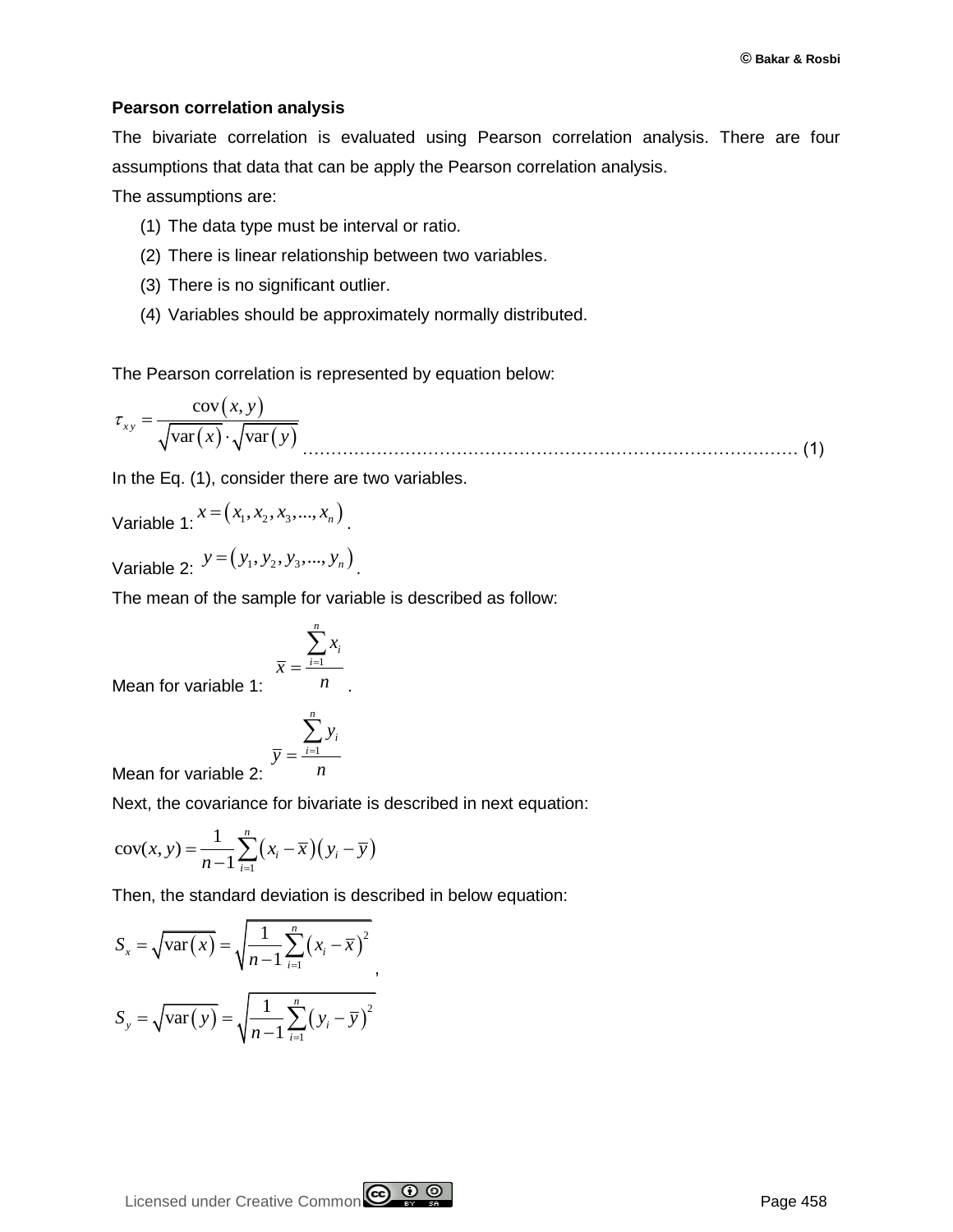**Pearson correlation analysis**

The bivariate correlation is evaluated using Pearson correlation analysis. There are four assumptions that data that can be apply the Pearson correlation analysis.

The assumptions are:

1. The data type must be interval or ratio.
2. There is linear relationship between two variables.
3. There is no significant outlier.
4. Variables should be approximately normally distributed.

The Pearson correlation is represented by equation below:

$$\tau_{xy} = \frac{\mathrm{cov}(x, y)}{\sqrt{\mathrm{var}(x)} \cdot \sqrt{\mathrm{var}(y)}} \quad \text{.......................................... (1)}$$

In the Eq. (1), consider there are two variables.

Variable 1: $x = (x_1, x_2, x_3, ..., x_n)$.

Variable 2: $y = (y_1, y_2, y_3, ..., y_n)$.

The mean of the sample for variable is described as follow:

Mean for variable 1: $\bar{x} = \frac{\sum_{i=1}^{n} x_i}{n}$.

Mean for variable 2: $\bar{y} = \frac{\sum_{i=1}^{n} y_i}{n}$

Next, the covariance for bivariate is described in next equation:

$$\mathrm{cov}(x, y) = \frac{1}{n-1} \sum_{i=1}^{n} (x_i - \bar{x})(y_i - \bar{y})$$

Then, the standard deviation is described in below equation:

$$S_x = \sqrt{\mathrm{var}(x)} = \sqrt{\frac{1}{n-1} \sum_{i=1}^{n} (x_i - \bar{x})^2},$$

$$S_y = \sqrt{\mathrm{var}(y)} = \sqrt{\frac{1}{n-1} \sum_{i=1}^{n} (y_i - \bar{y})^2}$$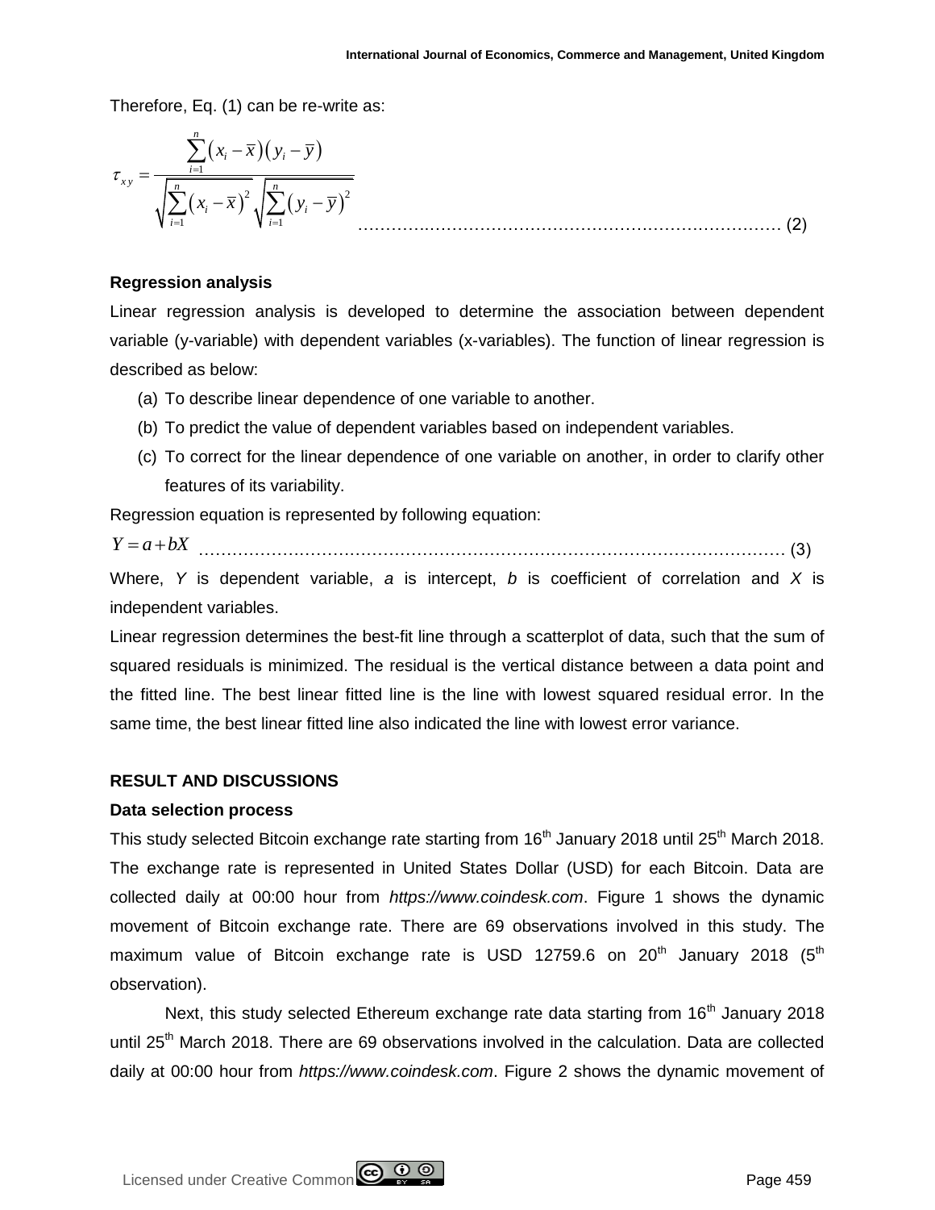Therefore, Eq. (1) can be re-write as:

$$\tau_{xy} = \frac{\sum_{i=1}^{n}\left(x_i - \overline{x}\right)\left(y_i - \overline{y}\right)}{\sqrt{\sum_{i=1}^{n}\left(x_i - \overline{x}\right)^2}\sqrt{\sum_{i=1}^{n}\left(y_i - \overline{y}\right)^2}} \quad \text{..................................................} (2)$$

**Regression analysis**

Linear regression analysis is developed to determine the association between dependent variable (y-variable) with dependent variables (x-variables). The function of linear regression is described as below:

(a) To describe linear dependence of one variable to another.

(b) To predict the value of dependent variables based on independent variables.

(c) To correct for the linear dependence of one variable on another, in order to clarify other features of its variability.

Regression equation is represented by following equation:

$$Y = a + bX \quad \text{..................................................} (3)$$

Where, $Y$ is dependent variable, $a$ is intercept, $b$ is coefficient of correlation and $X$ is independent variables.

Linear regression determines the best-fit line through a scatterplot of data, such that the sum of squared residuals is minimized. The residual is the vertical distance between a data point and the fitted line. The best linear fitted line is the line with lowest squared residual error. In the same time, the best linear fitted line also indicated the line with lowest error variance.

**RESULT AND DISCUSSIONS**

**Data selection process**

This study selected Bitcoin exchange rate starting from 16th January 2018 until 25th March 2018. The exchange rate is represented in United States Dollar (USD) for each Bitcoin. Data are collected daily at 00:00 hour from *https://www.coindesk.com*. Figure 1 shows the dynamic movement of Bitcoin exchange rate. There are 69 observations involved in this study. The maximum value of Bitcoin exchange rate is USD 12759.6 on 20th January 2018 (5th observation).

Next, this study selected Ethereum exchange rate data starting from 16th January 2018 until 25th March 2018. There are 69 observations involved in the calculation. Data are collected daily at 00:00 hour from *https://www.coindesk.com*. Figure 2 shows the dynamic movement of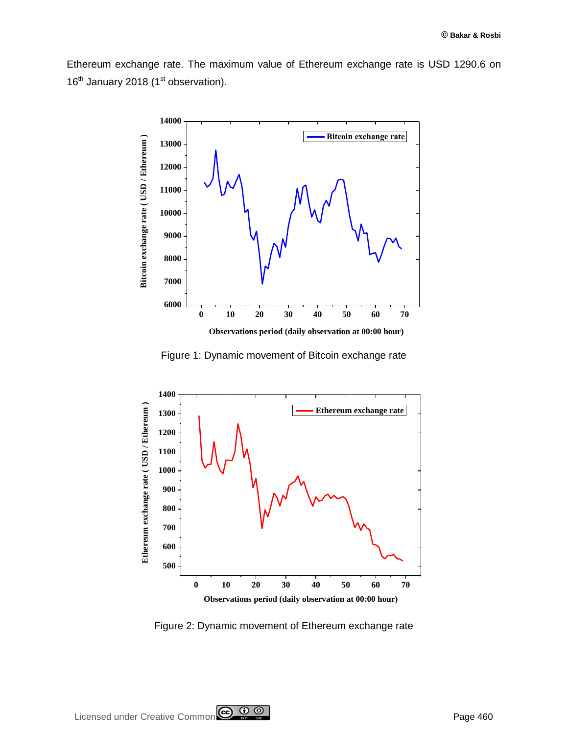Ethereum exchange rate. The maximum value of Ethereum exchange rate is USD 1290.6 on 16th January 2018 (1st observation).

Figure 1: Dynamic movement of Bitcoin exchange rate

Figure 2: Dynamic movement of Ethereum exchange rate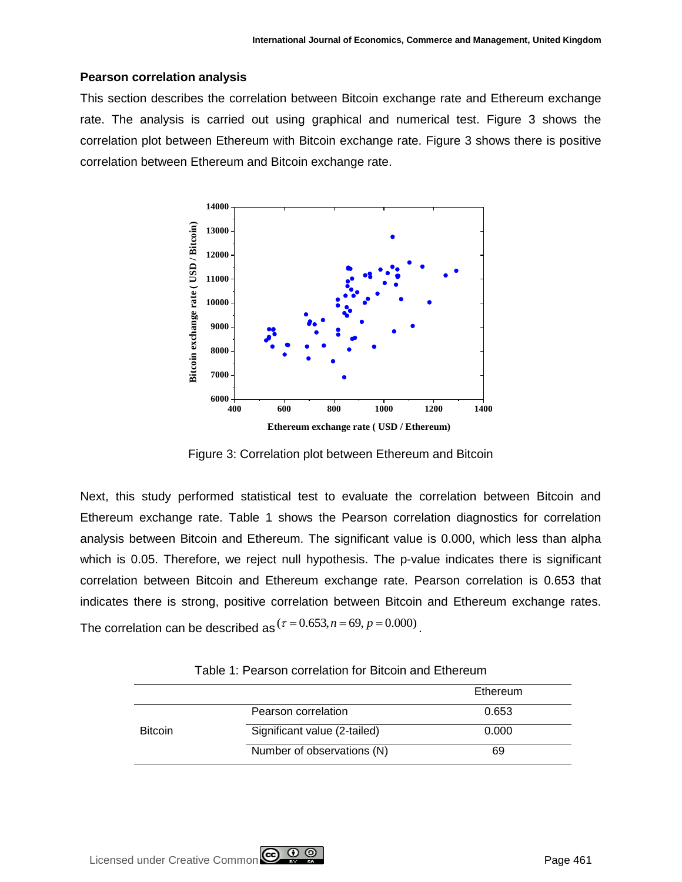### Pearson correlation analysis

This section describes the correlation between Bitcoin exchange rate and Ethereum exchange rate. The analysis is carried out using graphical and numerical test. Figure 3 shows the correlation plot between Ethereum with Bitcoin exchange rate. Figure 3 shows there is positive correlation between Ethereum and Bitcoin exchange rate.

Figure 3: Correlation plot between Ethereum and Bitcoin

Next, this study performed statistical test to evaluate the correlation between Bitcoin and Ethereum exchange rate. Table 1 shows the Pearson correlation diagnostics for correlation analysis between Bitcoin and Ethereum. The significant value is 0.000, which less than alpha which is 0.05. Therefore, we reject null hypothesis. The p-value indicates there is significant correlation between Bitcoin and Ethereum exchange rate. Pearson correlation is 0.653 that indicates there is strong, positive correlation between Bitcoin and Ethereum exchange rates. The correlation can be described as $(\tau = 0.653, n = 69, p = 0.000)$.

Table 1: Pearson correlation for Bitcoin and Ethereum

| | | Ethereum |
|---|---|---|
| Bitcoin | Pearson correlation | 0.653 |
| | Significant value (2-tailed) | 0.000 |
| | Number of observations (N) | 69 |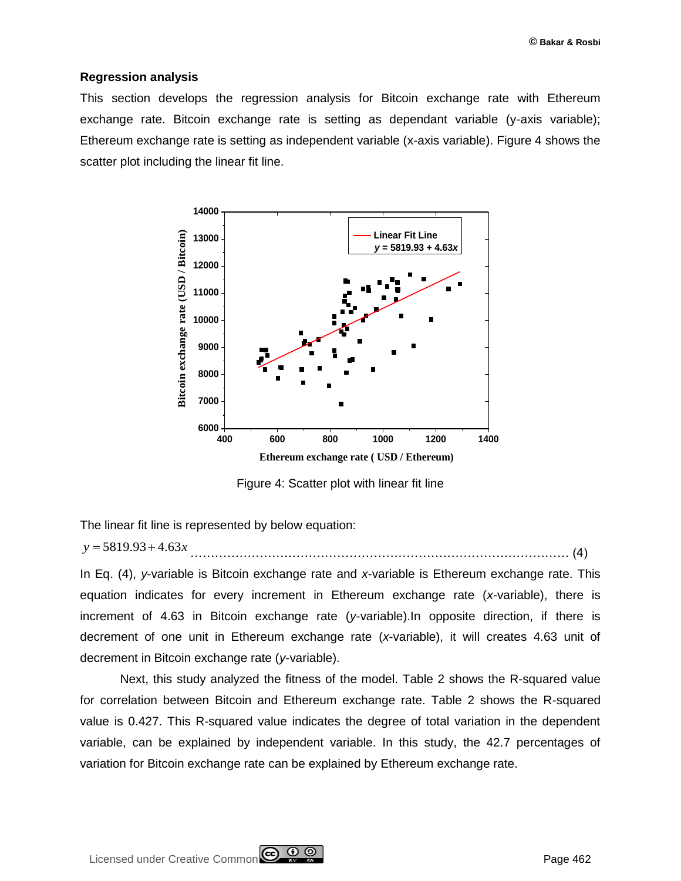### Regression analysis

This section develops the regression analysis for Bitcoin exchange rate with Ethereum exchange rate. Bitcoin exchange rate is setting as dependant variable (y-axis variable); Ethereum exchange rate is setting as independent variable (x-axis variable). Figure 4 shows the scatter plot including the linear fit line.

Figure 4: Scatter plot with linear fit line

The linear fit line is represented by below equation:

$$y = 5819.93 + 4.63x \quad \text{.........} \quad (4)$$

In Eq. (4), *y*-variable is Bitcoin exchange rate and *x*-variable is Ethereum exchange rate. This equation indicates for every increment in Ethereum exchange rate (*x*-variable), there is increment of 4.63 in Bitcoin exchange rate (*y*-variable).In opposite direction, if there is decrement of one unit in Ethereum exchange rate (*x*-variable), it will creates 4.63 unit of decrement in Bitcoin exchange rate (*y*-variable).

Next, this study analyzed the fitness of the model. Table 2 shows the R-squared value for correlation between Bitcoin and Ethereum exchange rate. Table 2 shows the R-squared value is 0.427. This R-squared value indicates the degree of total variation in the dependent variable, can be explained by independent variable. In this study, the 42.7 percentages of variation for Bitcoin exchange rate can be explained by Ethereum exchange rate.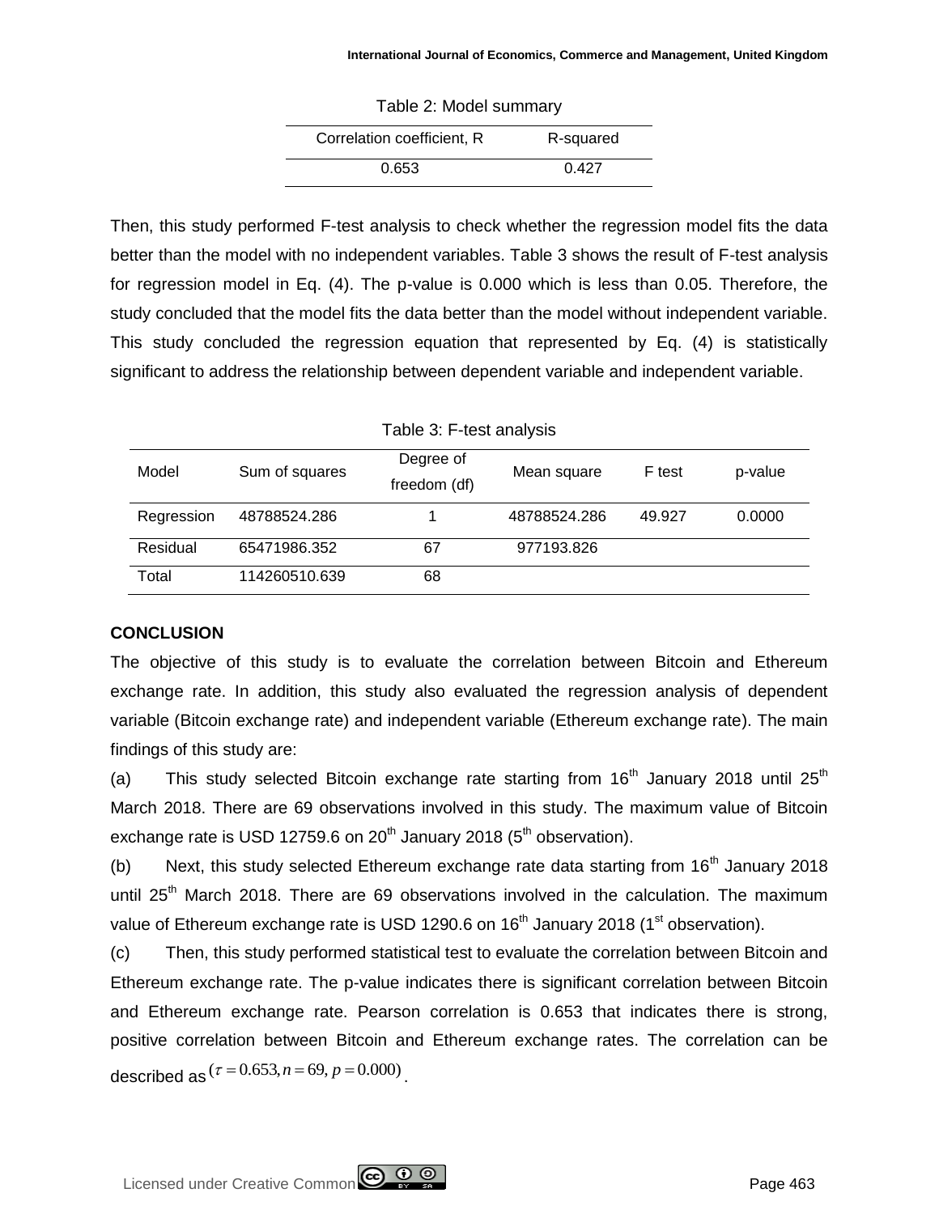Table 2: Model summary

| Correlation coefficient, R | R-squared |
|---|---|
| 0.653 | 0.427 |

Then, this study performed F-test analysis to check whether the regression model fits the data better than the model with no independent variables. Table 3 shows the result of F-test analysis for regression model in Eq. (4). The p-value is 0.000 which is less than 0.05. Therefore, the study concluded that the model fits the data better than the model without independent variable. This study concluded the regression equation that represented by Eq. (4) is statistically significant to address the relationship between dependent variable and independent variable.

Table 3: F-test analysis

| Model | Sum of squares | Degree of freedom (df) | Mean square | F test | p-value |
|---|---|---|---|---|---|
| Regression | 48788524.286 | 1 | 48788524.286 | 49.927 | 0.0000 |
| Residual | 65471986.352 | 67 | 977193.826 | | |
| Total | 114260510.639 | 68 | | | |

**CONCLUSION**

The objective of this study is to evaluate the correlation between Bitcoin and Ethereum exchange rate. In addition, this study also evaluated the regression analysis of dependent variable (Bitcoin exchange rate) and independent variable (Ethereum exchange rate). The main findings of this study are:

(a) This study selected Bitcoin exchange rate starting from 16th January 2018 until 25th March 2018. There are 69 observations involved in this study. The maximum value of Bitcoin exchange rate is USD 12759.6 on 20th January 2018 (5th observation).

(b) Next, this study selected Ethereum exchange rate data starting from 16th January 2018 until 25th March 2018. There are 69 observations involved in the calculation. The maximum value of Ethereum exchange rate is USD 1290.6 on 16th January 2018 (1st observation).

(c) Then, this study performed statistical test to evaluate the correlation between Bitcoin and Ethereum exchange rate. The p-value indicates there is significant correlation between Bitcoin and Ethereum exchange rate. Pearson correlation is 0.653 that indicates there is strong, positive correlation between Bitcoin and Ethereum exchange rates. The correlation can be described as $(\tau = 0.653, n = 69, p = 0.000)$.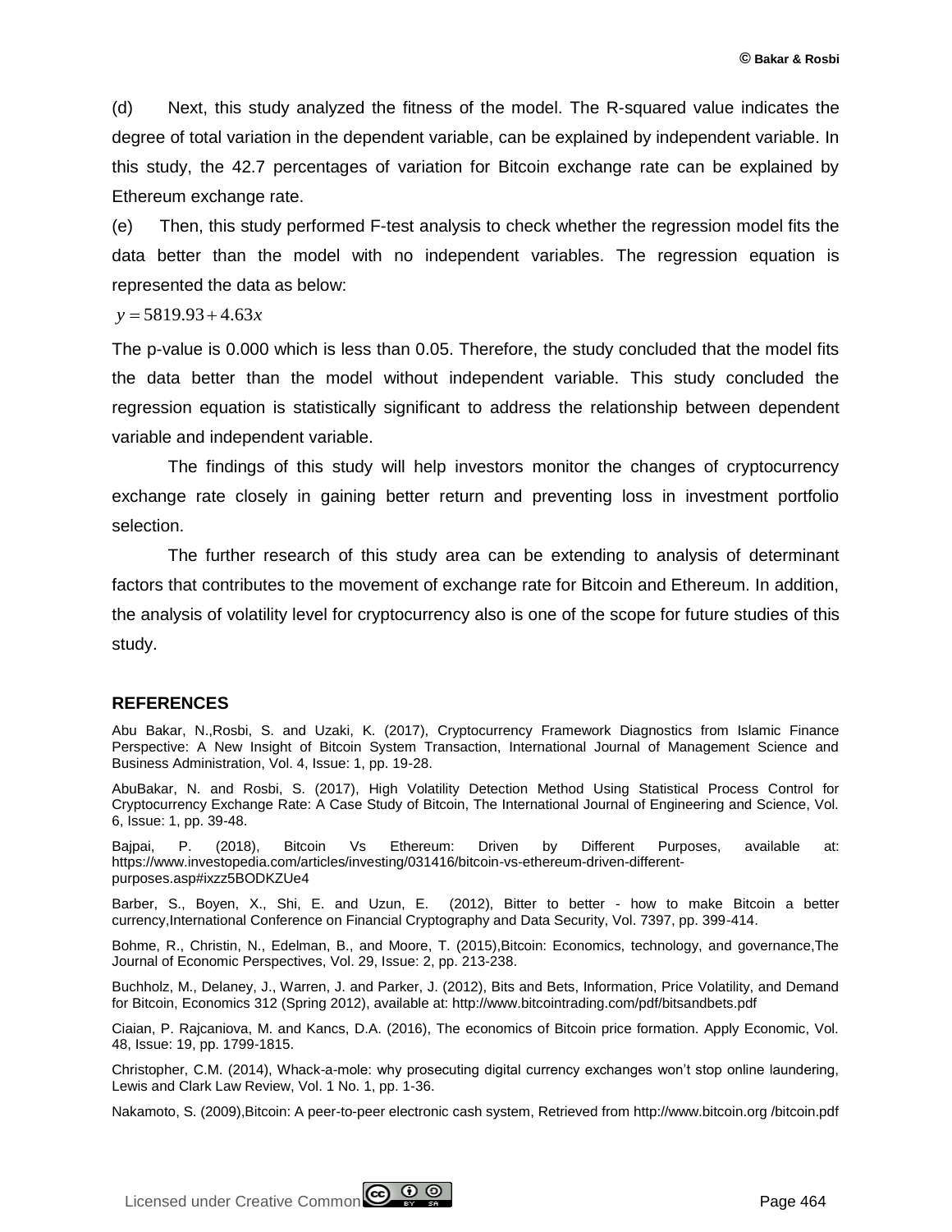(d) Next, this study analyzed the fitness of the model. The R-squared value indicates the degree of total variation in the dependent variable, can be explained by independent variable. In this study, the 42.7 percentages of variation for Bitcoin exchange rate can be explained by Ethereum exchange rate.

(e) Then, this study performed F-test analysis to check whether the regression model fits the data better than the model with no independent variables. The regression equation is represented the data as below:

$$y = 5819.93 + 4.63x$$

The p-value is 0.000 which is less than 0.05. Therefore, the study concluded that the model fits the data better than the model without independent variable. This study concluded the regression equation is statistically significant to address the relationship between dependent variable and independent variable.

The findings of this study will help investors monitor the changes of cryptocurrency exchange rate closely in gaining better return and preventing loss in investment portfolio selection.

The further research of this study area can be extending to analysis of determinant factors that contributes to the movement of exchange rate for Bitcoin and Ethereum. In addition, the analysis of volatility level for cryptocurrency also is one of the scope for future studies of this study.

## REFERENCES

Abu Bakar, N.,Rosbi, S. and Uzaki, K. (2017), Cryptocurrency Framework Diagnostics from Islamic Finance Perspective: A New Insight of Bitcoin System Transaction, International Journal of Management Science and Business Administration, Vol. 4, Issue: 1, pp. 19-28.

AbuBakar, N. and Rosbi, S. (2017), High Volatility Detection Method Using Statistical Process Control for Cryptocurrency Exchange Rate: A Case Study of Bitcoin, The International Journal of Engineering and Science, Vol. 6, Issue: 1, pp. 39-48.

Bajpai, P. (2018), Bitcoin Vs Ethereum: Driven by Different Purposes, available at: https://www.investopedia.com/articles/investing/031416/bitcoin-vs-ethereum-driven-different-purposes.asp#ixzz5BODKZUe4

Barber, S., Boyen, X., Shi, E. and Uzun, E. (2012), Bitter to better - how to make Bitcoin a better currency,International Conference on Financial Cryptography and Data Security, Vol. 7397, pp. 399-414.

Bohme, R., Christin, N., Edelman, B., and Moore, T. (2015),Bitcoin: Economics, technology, and governance,The Journal of Economic Perspectives, Vol. 29, Issue: 2, pp. 213-238.

Buchholz, M., Delaney, J., Warren, J. and Parker, J. (2012), Bits and Bets, Information, Price Volatility, and Demand for Bitcoin, Economics 312 (Spring 2012), available at: http://www.bitcointrading.com/pdf/bitsandbets.pdf

Ciaian, P. Rajcaniova, M. and Kancs, D.A. (2016), The economics of Bitcoin price formation. Apply Economic, Vol. 48, Issue: 19, pp. 1799-1815.

Christopher, C.M. (2014), Whack-a-mole: why prosecuting digital currency exchanges won't stop online laundering, Lewis and Clark Law Review, Vol. 1 No. 1, pp. 1-36.

Nakamoto, S. (2009),Bitcoin: A peer-to-peer electronic cash system, Retrieved from http://www.bitcoin.org /bitcoin.pdf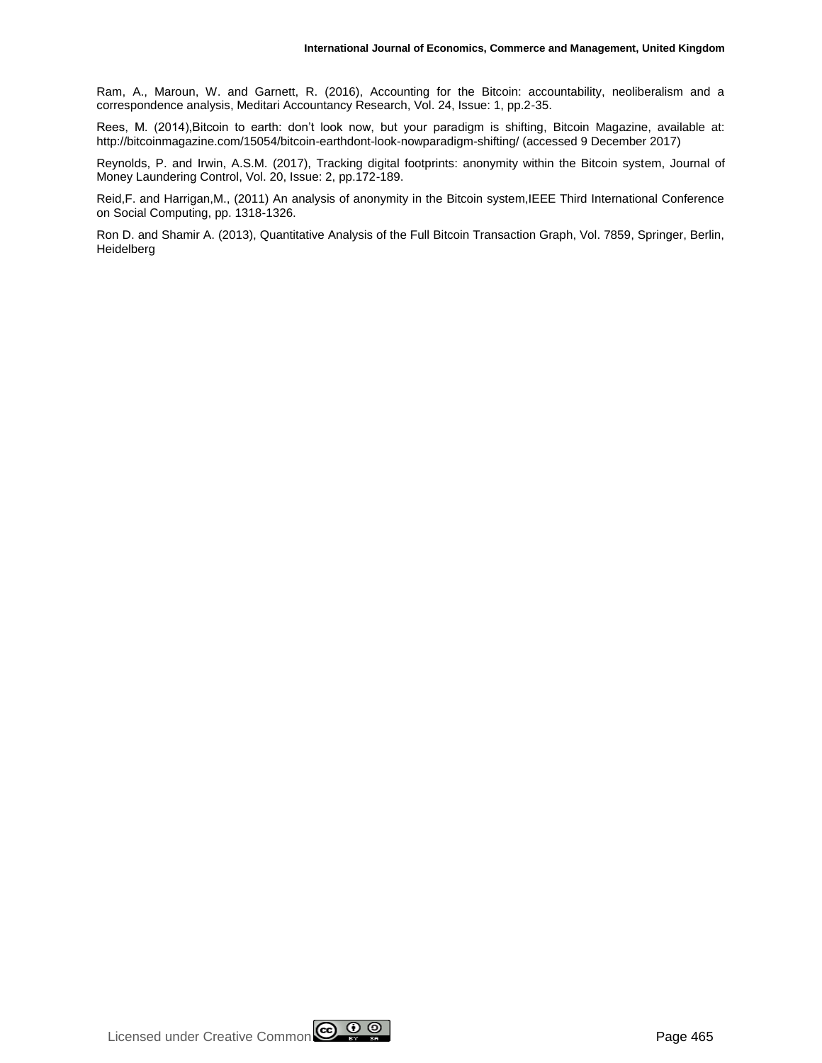Ram, A., Maroun, W. and Garnett, R. (2016), Accounting for the Bitcoin: accountability, neoliberalism and a correspondence analysis, Meditari Accountancy Research, Vol. 24, Issue: 1, pp.2-35.

Rees, M. (2014),Bitcoin to earth: don't look now, but your paradigm is shifting, Bitcoin Magazine, available at: http://bitcoinmagazine.com/15054/bitcoin-earthdont-look-nowparadigm-shifting/ (accessed 9 December 2017)

Reynolds, P. and Irwin, A.S.M. (2017), Tracking digital footprints: anonymity within the Bitcoin system, Journal of Money Laundering Control, Vol. 20, Issue: 2, pp.172-189.

Reid,F. and Harrigan,M., (2011) An analysis of anonymity in the Bitcoin system,IEEE Third International Conference on Social Computing, pp. 1318-1326.

Ron D. and Shamir A. (2013), Quantitative Analysis of the Full Bitcoin Transaction Graph, Vol. 7859, Springer, Berlin, Heidelberg